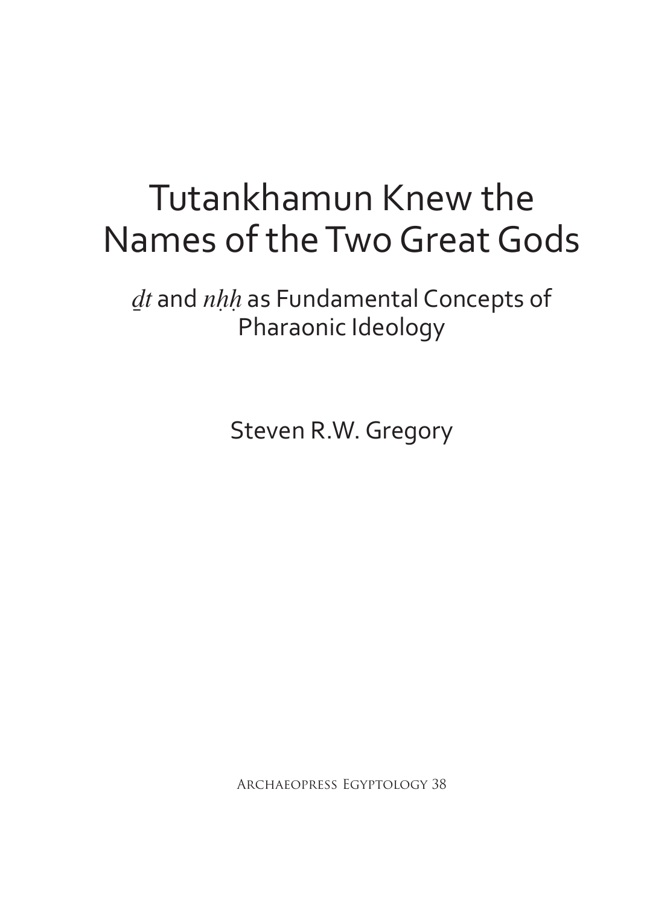# Tutankhamun Knew the Names of the Two Great Gods

## *ḏt* and *nḥḥ* as Fundamental Concepts of Pharaonic Ideology

Steven R.W. Gregory

Archaeopress Egyptology 38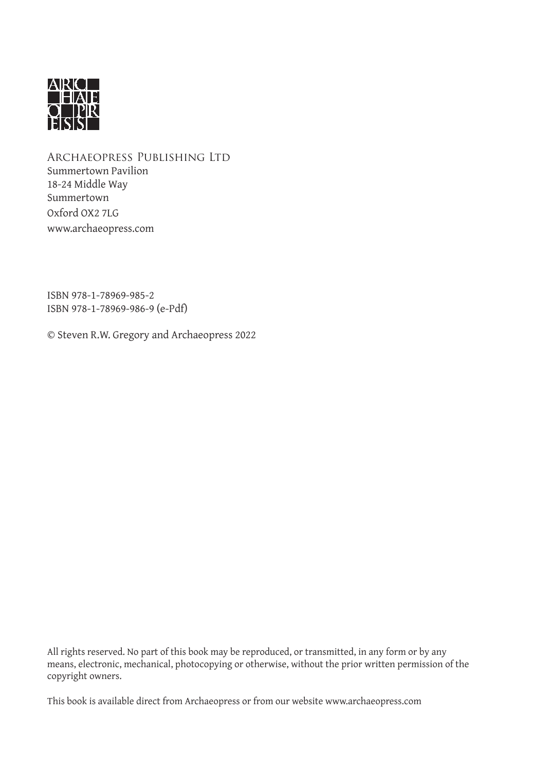ARC
HAE
O PR
ESS

Archaeopress Publishing Ltd
Summertown Pavilion
18-24 Middle Way
Summertown
Oxford OX2 7LG
www.archaeopress.com

ISBN 978-1-78969-985-2
ISBN 978-1-78969-986-9 (e-Pdf)

© Steven R.W. Gregory and Archaeopress 2022

All rights reserved. No part of this book may be reproduced, or transmitted, in any form or by any means, electronic, mechanical, photocopying or otherwise, without the prior written permission of the copyright owners.

This book is available direct from Archaeopress or from our website www.archaeopress.com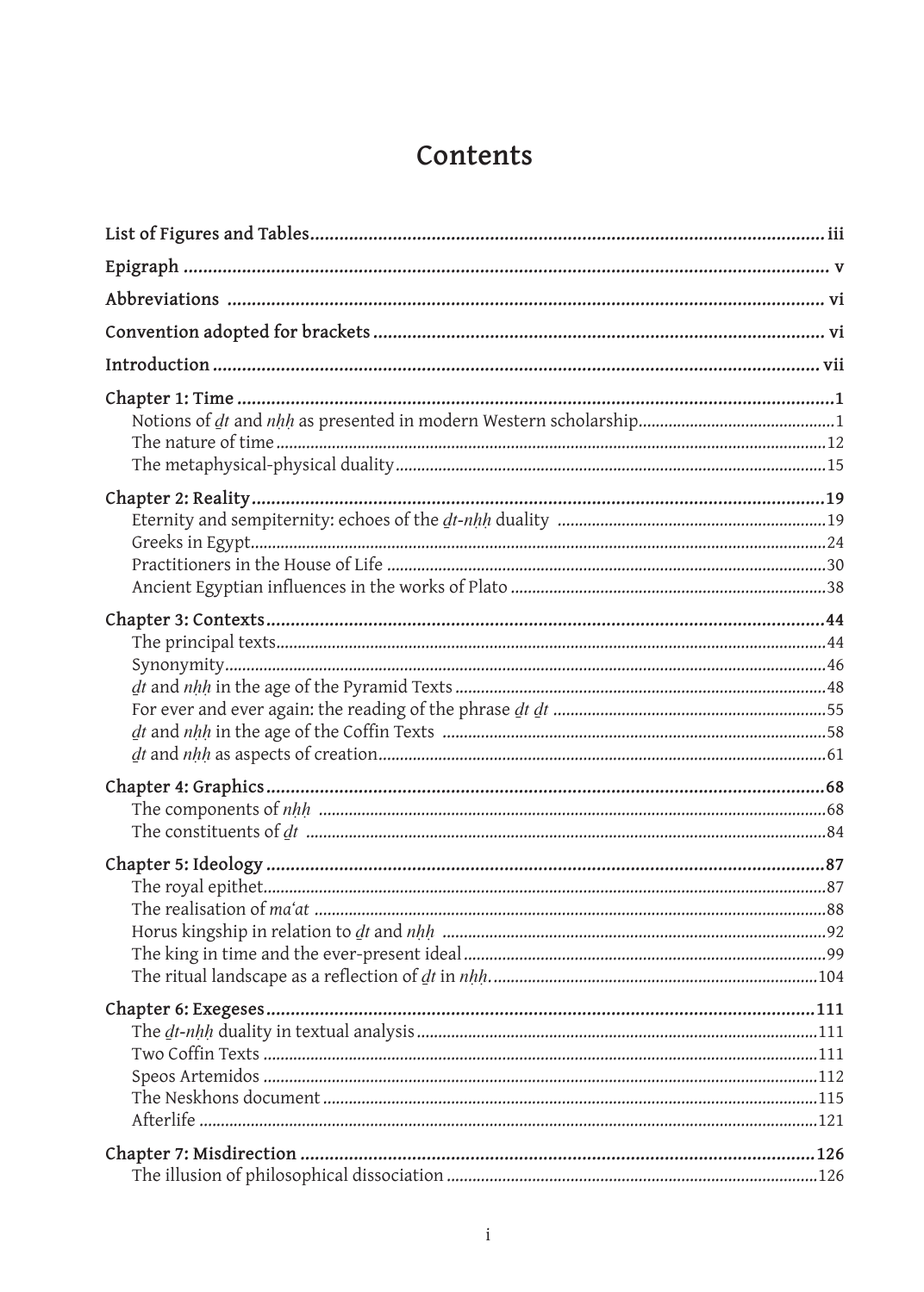# Contents

**List of Figures and Tables** ........ iii

**Epigraph** ........ v

**Abbreviations** ........ vi

**Convention adopted for brackets** ........ vi

**Introduction** ........ vii

**Chapter 1: Time** ........ 1
- Notions of *ḏt* and *nḥḥ* as presented in modern Western scholarship ........ 1
- The nature of time ........ 12
- The metaphysical-physical duality ........ 15

**Chapter 2: Reality** ........ 19
- Eternity and sempiternity: echoes of the *ḏt-nḥḥ* duality ........ 19
- Greeks in Egypt ........ 24
- Practitioners in the House of Life ........ 30
- Ancient Egyptian influences in the works of Plato ........ 38

**Chapter 3: Contexts** ........ 44
- The principal texts ........ 44
- Synonymity ........ 46
- *ḏt* and *nḥḥ* in the age of the Pyramid Texts ........ 48
- For ever and ever again: the reading of the phrase *ḏt ḏt* ........ 55
- *ḏt* and *nḥḥ* in the age of the Coffin Texts ........ 58
- *ḏt* and *nḥḥ* as aspects of creation ........ 61

**Chapter 4: Graphics** ........ 68
- The components of *nḥḥ* ........ 68
- The constituents of *ḏt* ........ 84

**Chapter 5: Ideology** ........ 87
- The royal epithet ........ 87
- The realisation of *ma'at* ........ 88
- Horus kingship in relation to *ḏt* and *nḥḥ* ........ 92
- The king in time and the ever-present ideal ........ 99
- The ritual landscape as a reflection of *ḏt* in *nḥḥ*. ........ 104

**Chapter 6: Exegeses** ........ 111
- The *ḏt-nḥḥ* duality in textual analysis ........ 111
- Two Coffin Texts ........ 111
- Speos Artemidos ........ 112
- The Neskhons document ........ 115
- Afterlife ........ 121

**Chapter 7: Misdirection** ........ 126
- The illusion of philosophical dissociation ........ 126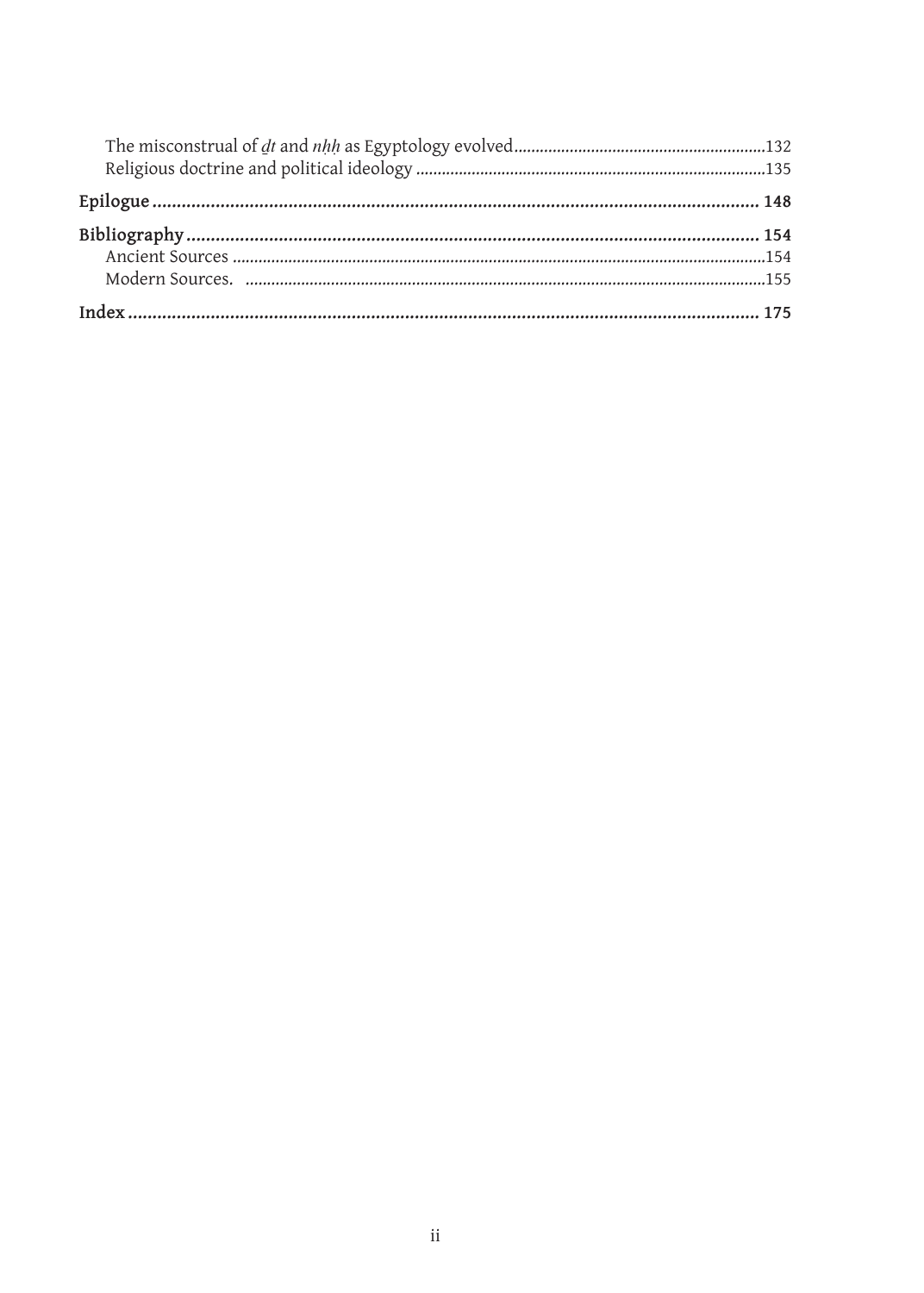The misconstrual of *ḏt* and *nḥḥ* as Egyptology evolved....132
Religious doctrine and political ideology....135

**Epilogue....148**

**Bibliography....154**

Ancient Sources....154
Modern Sources....155

**Index....175**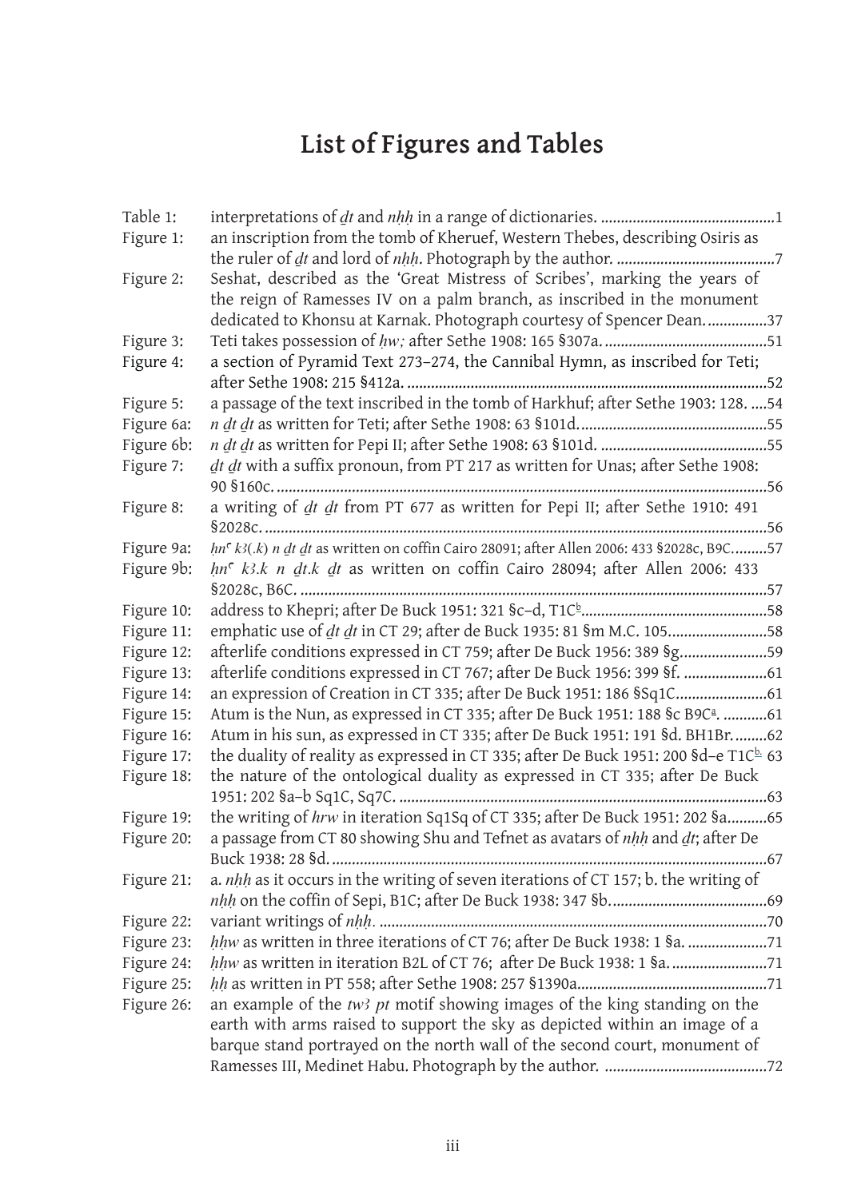# List of Figures and Tables

| | | |
|---|---|---|
| Table 1: | interpretations of *ḏt* and *nḥḥ* in a range of dictionaries. | 1 |
| Figure 1: | an inscription from the tomb of Kheruef, Western Thebes, describing Osiris as the ruler of *ḏt* and lord of *nḥḥ*. Photograph by the author. | 7 |
| Figure 2: | Seshat, described as the 'Great Mistress of Scribes', marking the years of the reign of Ramesses IV on a palm branch, as inscribed in the monument dedicated to Khonsu at Karnak. Photograph courtesy of Spencer Dean. | 37 |
| Figure 3: | Teti takes possession of *ḥw;* after Sethe 1908: 165 §307a. | 51 |
| Figure 4: | a section of Pyramid Text 273–274, the Cannibal Hymn, as inscribed for Teti; after Sethe 1908: 215 §412a. | 52 |
| Figure 5: | a passage of the text inscribed in the tomb of Harkhuf; after Sethe 1903: 128. | 54 |
| Figure 6a: | *n ḏt ḏt* as written for Teti; after Sethe 1908: 63 §101d. | 55 |
| Figure 6b: | *n ḏt ḏt* as written for Pepi II; after Sethe 1908: 63 §101d. | 55 |
| Figure 7: | *ḏt ḏt* with a suffix pronoun, from PT 217 as written for Unas; after Sethe 1908: 90 §160c. | 56 |
| Figure 8: | a writing of *ḏt ḏt* from PT 677 as written for Pepi II; after Sethe 1910: 491 §2028c. | 56 |
| Figure 9a: | *ḥnʿ k3(.k) n ḏt ḏt* as written on coffin Cairo 28091; after Allen 2006: 433 §2028c, B9C. | 57 |
| Figure 9b: | *ḥnʿ k3.k n ḏt.k ḏt* as written on coffin Cairo 28094; after Allen 2006: 433 §2028c, B6C. | 57 |
| Figure 10: | address to Khepri; after De Buck 1951: 321 §c–d, T1C[b]. | 58 |
| Figure 11: | emphatic use of *ḏt ḏt* in CT 29; after de Buck 1935: 81 §m M.C. 105. | 58 |
| Figure 12: | afterlife conditions expressed in CT 759; after De Buck 1956: 389 §g. | 59 |
| Figure 13: | afterlife conditions expressed in CT 767; after De Buck 1956: 399 §f. | 61 |
| Figure 14: | an expression of Creation in CT 335; after De Buck 1951: 186 §Sq1C. | 61 |
| Figure 15: | Atum is the Nun, as expressed in CT 335; after De Buck 1951: 188 §c B9C[a]. | 61 |
| Figure 16: | Atum in his sun, as expressed in CT 335; after De Buck 1951: 191 §d. BH1Br. | 62 |
| Figure 17: | the duality of reality as expressed in CT 335; after De Buck 1951: 200 §d–e T1C[b]. | 63 |
| Figure 18: | the nature of the ontological duality as expressed in CT 335; after De Buck 1951: 202 §a–b Sq1C, Sq7C. | 63 |
| Figure 19: | the writing of *hrw* in iteration Sq1Sq of CT 335; after De Buck 1951: 202 §a. | 65 |
| Figure 20: | a passage from CT 80 showing Shu and Tefnet as avatars of *nḥḥ* and *ḏt*; after De Buck 1938: 28 §d. | 67 |
| Figure 21: | a. *nḥḥ* as it occurs in the writing of seven iterations of CT 157; b. the writing of *nḥḥ* on the coffin of Sepi, B1C; after De Buck 1938: 347 §b. | 69 |
| Figure 22: | variant writings of *nḥḥ.* | 70 |
| Figure 23: | *ḥḥw* as written in three iterations of CT 76; after De Buck 1938: 1 §a. | 71 |
| Figure 24: | *ḥḥw* as written in iteration B2L of CT 76; after De Buck 1938: 1 §a. | 71 |
| Figure 25: | *ḥḥ* as written in PT 558; after Sethe 1908: 257 §1390a. | 71 |
| Figure 26: | an example of the *tw3 pt* motif showing images of the king standing on the earth with arms raised to support the sky as depicted within an image of a barque stand portrayed on the north wall of the second court, monument of Ramesses III, Medinet Habu. Photograph by the author. | 72 |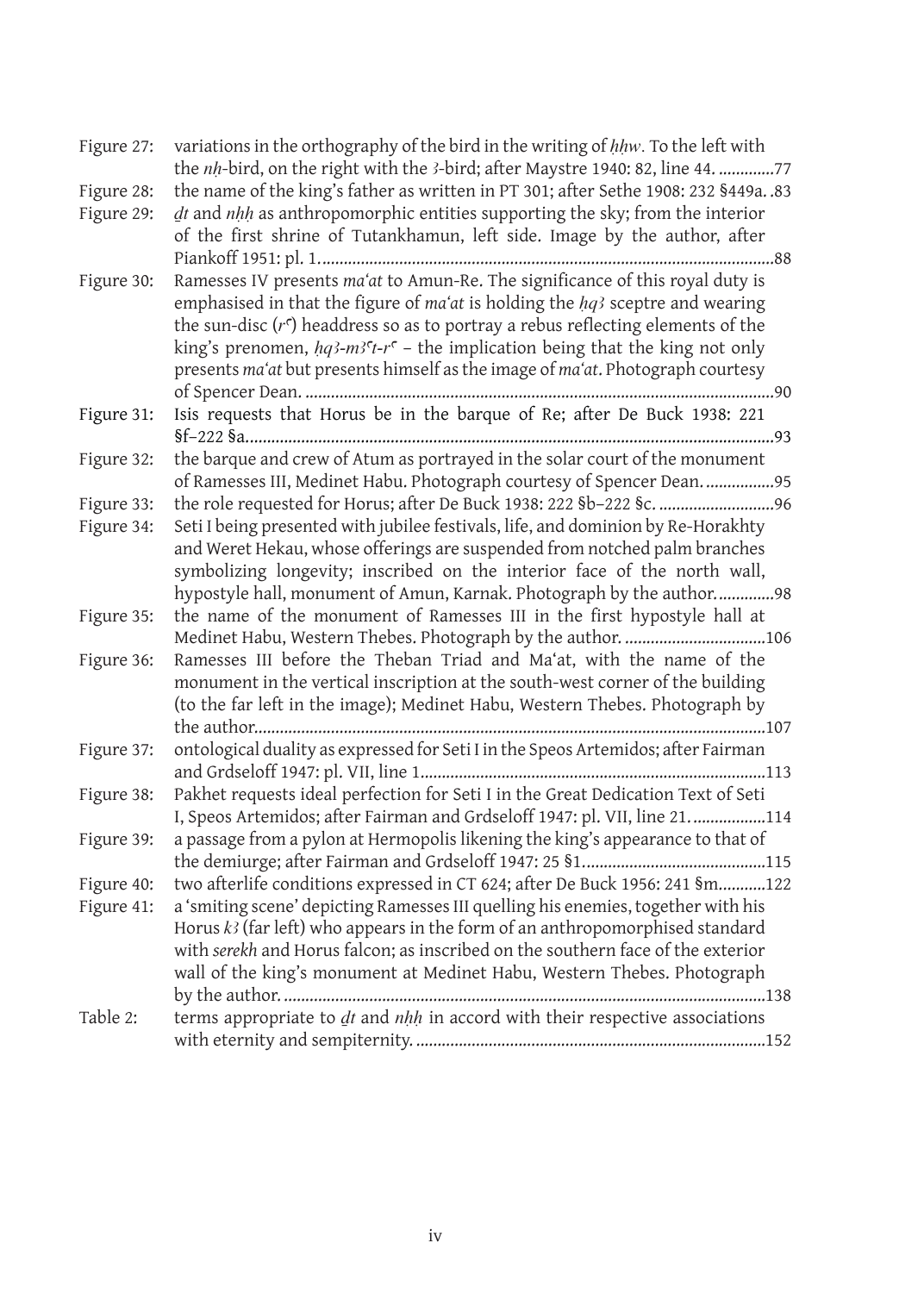Figure 27: variations in the orthography of the bird in the writing of *ḥḥw*. To the left with the *nḥ*-bird, on the right with the *ꜣ*-bird; after Maystre 1940: 82, line 44. .............77

Figure 28: the name of the king's father as written in PT 301; after Sethe 1908: 232 §449a. .83

Figure 29: *ḏt* and *nḥḥ* as anthropomorphic entities supporting the sky; from the interior of the first shrine of Tutankhamun, left side. Image by the author, after Piankoff 1951: pl. 1...........................................................................................................88

Figure 30: Ramesses IV presents *ma'at* to Amun-Re. The significance of this royal duty is emphasised in that the figure of *ma'at* is holding the *ḥqꜣ* sceptre and wearing the sun-disc (*rꜥ*) headdress so as to portray a rebus reflecting elements of the king's prenomen, *ḥqꜣ-mꜣꜥt-rꜥ* – the implication being that the king not only presents *ma'at* but presents himself as the image of *ma'at*. Photograph courtesy of Spencer Dean. ..............................................................................................................90

Figure 31: Isis requests that Horus be in the barque of Re; after De Buck 1938: 221 §f–222 §a...........................................................................................................................93

Figure 32: the barque and crew of Atum as portrayed in the solar court of the monument of Ramesses III, Medinet Habu. Photograph courtesy of Spencer Dean. ................95

Figure 33: the role requested for Horus; after De Buck 1938: 222 §b–222 §c. ...........................96

Figure 34: Seti I being presented with jubilee festivals, life, and dominion by Re-Horakhty and Weret Hekau, whose offerings are suspended from notched palm branches symbolizing longevity; inscribed on the interior face of the north wall, hypostyle hall, monument of Amun, Karnak. Photograph by the author. .............98

Figure 35: the name of the monument of Ramesses III in the first hypostyle hall at Medinet Habu, Western Thebes. Photograph by the author. .................................106

Figure 36: Ramesses III before the Theban Triad and Ma'at, with the name of the monument in the vertical inscription at the south-west corner of the building (to the far left in the image); Medinet Habu, Western Thebes. Photograph by the author.......................................................................................................................107

Figure 37: ontological duality as expressed for Seti I in the Speos Artemidos; after Fairman and Grdseloff 1947: pl. VII, line 1.................................................................................113

Figure 38: Pakhet requests ideal perfection for Seti I in the Great Dedication Text of Seti I, Speos Artemidos; after Fairman and Grdseloff 1947: pl. VII, line 21. .................114

Figure 39: a passage from a pylon at Hermopolis likening the king's appearance to that of the demiurge; after Fairman and Grdseloff 1947: 25 §1...........................................115

Figure 40: two afterlife conditions expressed in CT 624; after De Buck 1956: 241 §m...........122

Figure 41: a 'smiting scene' depicting Ramesses III quelling his enemies, together with his Horus *kꜣ* (far left) who appears in the form of an anthropomorphised standard with *serekh* and Horus falcon; as inscribed on the southern face of the exterior wall of the king's monument at Medinet Habu, Western Thebes. Photograph by the author. ................................................................................................................138

Table 2: terms appropriate to *ḏt* and *nḥḥ* in accord with their respective associations with eternity and sempiternity. .................................................................................152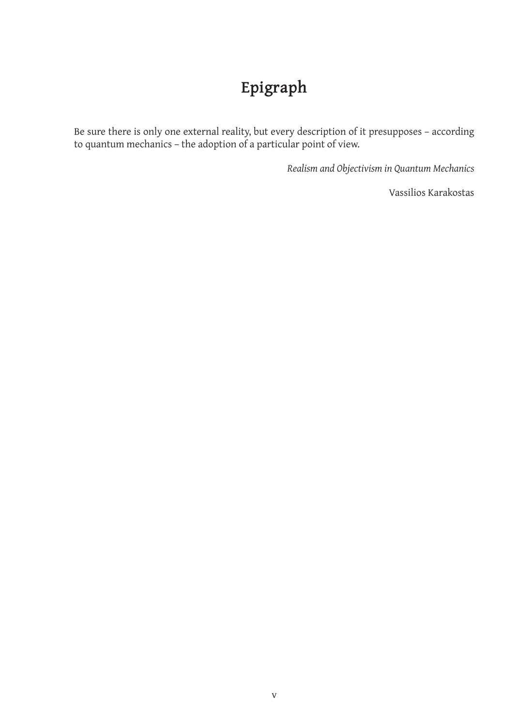# Epigraph

Be sure there is only one external reality, but every description of it presupposes – according to quantum mechanics – the adoption of a particular point of view.

*Realism and Objectivism in Quantum Mechanics*

Vassilios Karakostas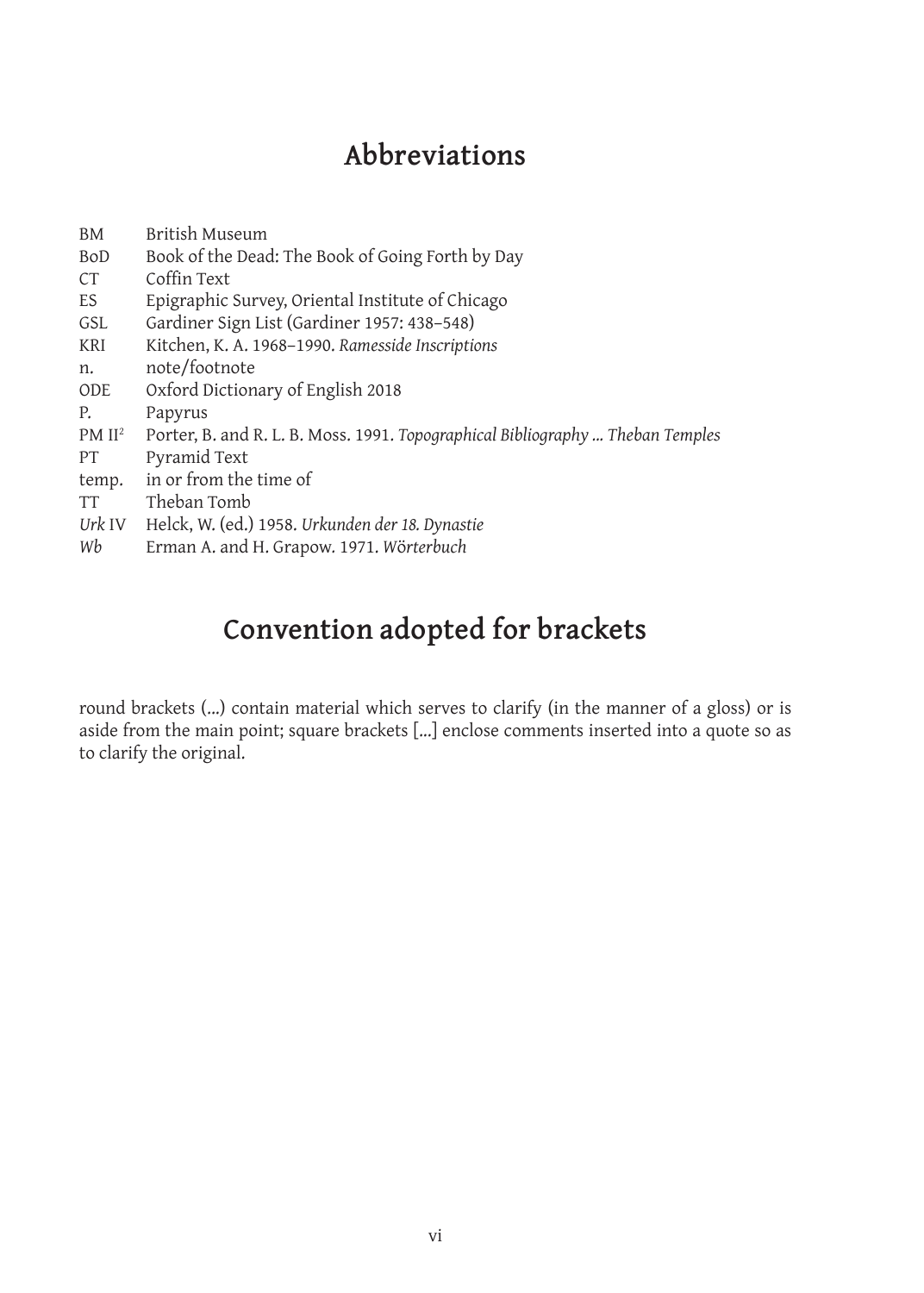# Abbreviations

| | |
|---|---|
| BM | British Museum |
| BoD | Book of the Dead: The Book of Going Forth by Day |
| CT | Coffin Text |
| ES | Epigraphic Survey, Oriental Institute of Chicago |
| GSL | Gardiner Sign List (Gardiner 1957: 438–548) |
| KRI | Kitchen, K. A. 1968–1990. *Ramesside Inscriptions* |
| n. | note/footnote |
| ODE | Oxford Dictionary of English 2018 |
| P. | Papyrus |
| PM II$^2$ | Porter, B. and R. L. B. Moss. 1991. *Topographical Bibliography ... Theban Temples* |
| PT | Pyramid Text |
| temp. | in or from the time of |
| TT | Theban Tomb |
| *Urk* IV | Helck, W. (ed.) 1958. *Urkunden der 18. Dynastie* |
| *Wb* | Erman A. and H. Grapow. 1971. *Wörterbuch* |

# Convention adopted for brackets

round brackets (...) contain material which serves to clarify (in the manner of a gloss) or is aside from the main point; square brackets [...] enclose comments inserted into a quote so as to clarify the original.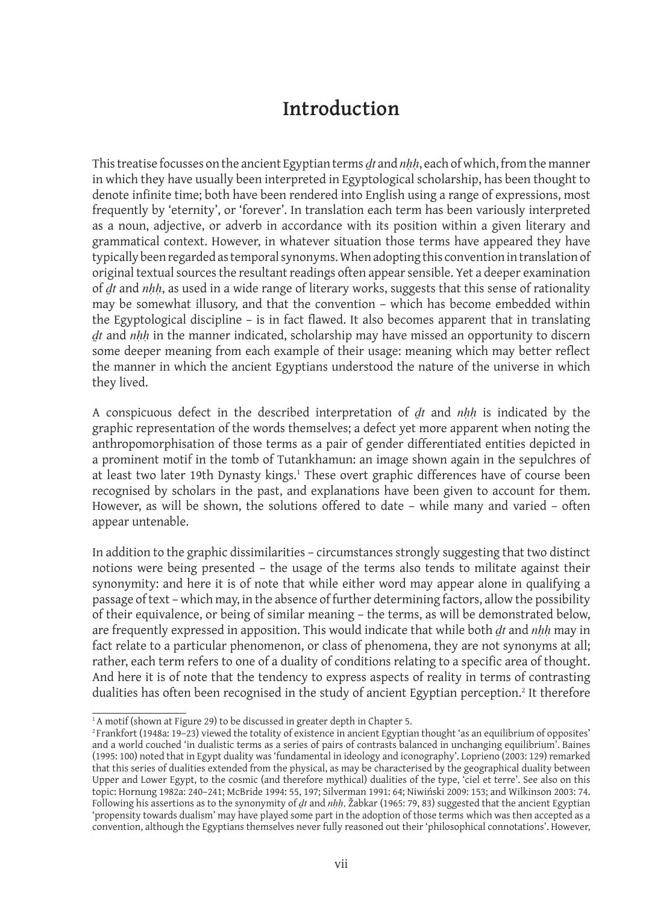# Introduction

This treatise focusses on the ancient Egyptian terms *ḏt* and *nḥḥ*, each of which, from the manner in which they have usually been interpreted in Egyptological scholarship, has been thought to denote infinite time; both have been rendered into English using a range of expressions, most frequently by 'eternity', or 'forever'. In translation each term has been variously interpreted as a noun, adjective, or adverb in accordance with its position within a given literary and grammatical context. However, in whatever situation those terms have appeared they have typically been regarded as temporal synonyms. When adopting this convention in translation of original textual sources the resultant readings often appear sensible. Yet a deeper examination of *ḏt* and *nḥḥ*, as used in a wide range of literary works, suggests that this sense of rationality may be somewhat illusory, and that the convention – which has become embedded within the Egyptological discipline – is in fact flawed. It also becomes apparent that in translating *ḏt* and *nḥḥ* in the manner indicated, scholarship may have missed an opportunity to discern some deeper meaning from each example of their usage: meaning which may better reflect the manner in which the ancient Egyptians understood the nature of the universe in which they lived.

A conspicuous defect in the described interpretation of *ḏt* and *nḥḥ* is indicated by the graphic representation of the words themselves; a defect yet more apparent when noting the anthropomorphisation of those terms as a pair of gender differentiated entities depicted in a prominent motif in the tomb of Tutankhamun: an image shown again in the sepulchres of at least two later 19th Dynasty kings.[1] These overt graphic differences have of course been recognised by scholars in the past, and explanations have been given to account for them. However, as will be shown, the solutions offered to date – while many and varied – often appear untenable.

In addition to the graphic dissimilarities – circumstances strongly suggesting that two distinct notions were being presented – the usage of the terms also tends to militate against their synonymity: and here it is of note that while either word may appear alone in qualifying a passage of text – which may, in the absence of further determining factors, allow the possibility of their equivalence, or being of similar meaning – the terms, as will be demonstrated below, are frequently expressed in apposition. This would indicate that while both *ḏt* and *nḥḥ* may in fact relate to a particular phenomenon, or class of phenomena, they are not synonyms at all; rather, each term refers to one of a duality of conditions relating to a specific area of thought. And here it is of note that the tendency to express aspects of reality in terms of contrasting dualities has often been recognised in the study of ancient Egyptian perception.[2] It therefore

---

[1] A motif (shown at Figure 29) to be discussed in greater depth in Chapter 5.

[2] Frankfort (1948a: 19–23) viewed the totality of existence in ancient Egyptian thought 'as an equilibrium of opposites' and a world couched 'in dualistic terms as a series of pairs of contrasts balanced in unchanging equilibrium'. Baines (1995: 100) noted that in Egypt duality was 'fundamental in ideology and iconography'. Loprieno (2003: 129) remarked that this series of dualities extended from the physical, as may be characterised by the geographical duality between Upper and Lower Egypt, to the cosmic (and therefore mythical) dualities of the type, 'ciel et terre'. See also on this topic: Hornung 1982a: 240–241; McBride 1994: 55, 197; Silverman 1991: 64; Niwiński 2009: 153; and Wilkinson 2003: 74. Following his assertions as to the synonymity of *ḏt* and *nḥḥ*, Žabkar (1965: 79, 83) suggested that the ancient Egyptian 'propensity towards dualism' may have played some part in the adoption of those terms which was then accepted as a convention, although the Egyptians themselves never fully reasoned out their 'philosophical connotations'. However,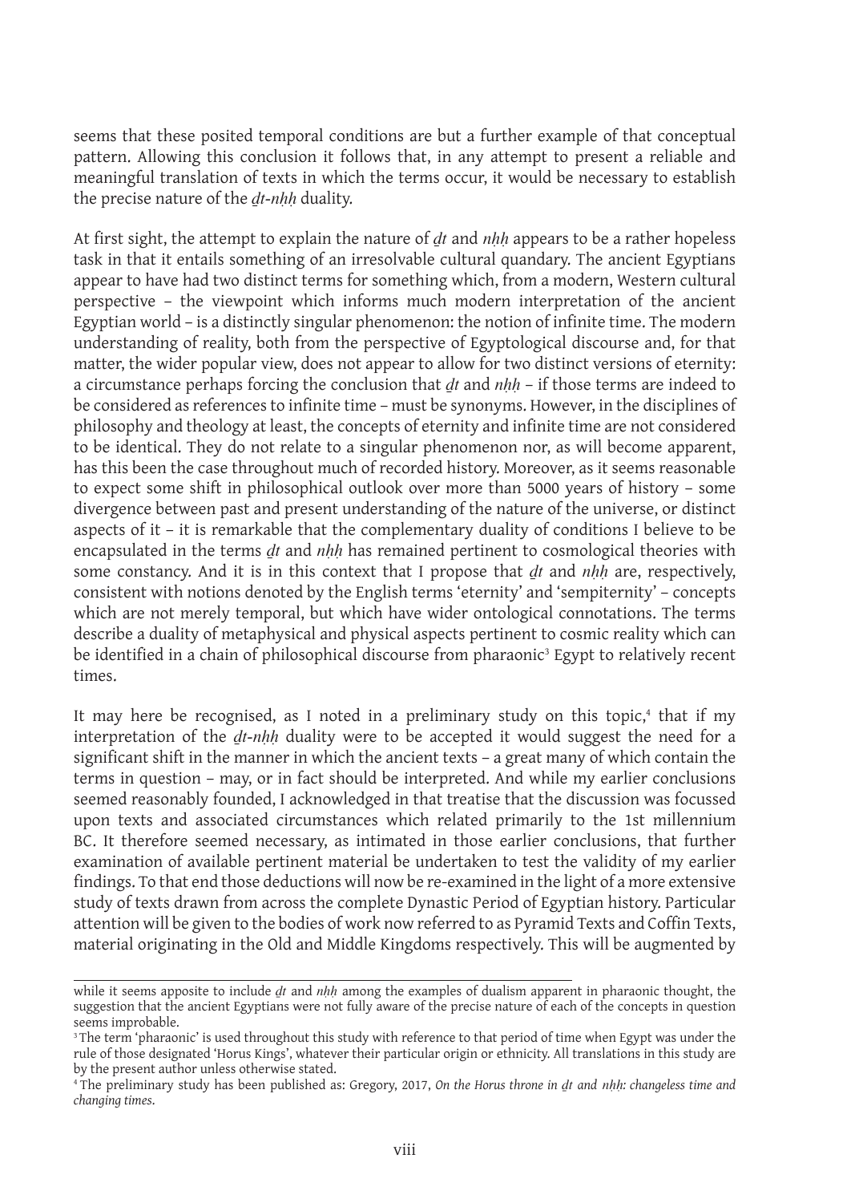seems that these posited temporal conditions are but a further example of that conceptual pattern. Allowing this conclusion it follows that, in any attempt to present a reliable and meaningful translation of texts in which the terms occur, it would be necessary to establish the precise nature of the *ḏt-nḥḥ* duality.

At first sight, the attempt to explain the nature of *ḏt* and *nḥḥ* appears to be a rather hopeless task in that it entails something of an irresolvable cultural quandary. The ancient Egyptians appear to have had two distinct terms for something which, from a modern, Western cultural perspective – the viewpoint which informs much modern interpretation of the ancient Egyptian world – is a distinctly singular phenomenon: the notion of infinite time. The modern understanding of reality, both from the perspective of Egyptological discourse and, for that matter, the wider popular view, does not appear to allow for two distinct versions of eternity: a circumstance perhaps forcing the conclusion that *ḏt* and *nḥḥ* – if those terms are indeed to be considered as references to infinite time – must be synonyms. However, in the disciplines of philosophy and theology at least, the concepts of eternity and infinite time are not considered to be identical. They do not relate to a singular phenomenon nor, as will become apparent, has this been the case throughout much of recorded history. Moreover, as it seems reasonable to expect some shift in philosophical outlook over more than 5000 years of history – some divergence between past and present understanding of the nature of the universe, or distinct aspects of it – it is remarkable that the complementary duality of conditions I believe to be encapsulated in the terms *ḏt* and *nḥḥ* has remained pertinent to cosmological theories with some constancy. And it is in this context that I propose that *ḏt* and *nḥḥ* are, respectively, consistent with notions denoted by the English terms 'eternity' and 'sempiternity' – concepts which are not merely temporal, but which have wider ontological connotations. The terms describe a duality of metaphysical and physical aspects pertinent to cosmic reality which can be identified in a chain of philosophical discourse from pharaonic[3] Egypt to relatively recent times.

It may here be recognised, as I noted in a preliminary study on this topic,[4] that if my interpretation of the *ḏt-nḥḥ* duality were to be accepted it would suggest the need for a significant shift in the manner in which the ancient texts – a great many of which contain the terms in question – may, or in fact should be interpreted. And while my earlier conclusions seemed reasonably founded, I acknowledged in that treatise that the discussion was focussed upon texts and associated circumstances which related primarily to the 1st millennium BC. It therefore seemed necessary, as intimated in those earlier conclusions, that further examination of available pertinent material be undertaken to test the validity of my earlier findings. To that end those deductions will now be re-examined in the light of a more extensive study of texts drawn from across the complete Dynastic Period of Egyptian history. Particular attention will be given to the bodies of work now referred to as Pyramid Texts and Coffin Texts, material originating in the Old and Middle Kingdoms respectively. This will be augmented by

---

while it seems apposite to include *ḏt* and *nḥḥ* among the examples of dualism apparent in pharaonic thought, the suggestion that the ancient Egyptians were not fully aware of the precise nature of each of the concepts in question seems improbable.

[3] The term 'pharaonic' is used throughout this study with reference to that period of time when Egypt was under the rule of those designated 'Horus Kings', whatever their particular origin or ethnicity. All translations in this study are by the present author unless otherwise stated.

[4] The preliminary study has been published as: Gregory, 2017, *On the Horus throne in ḏt and nḥḥ: changeless time and changing times*.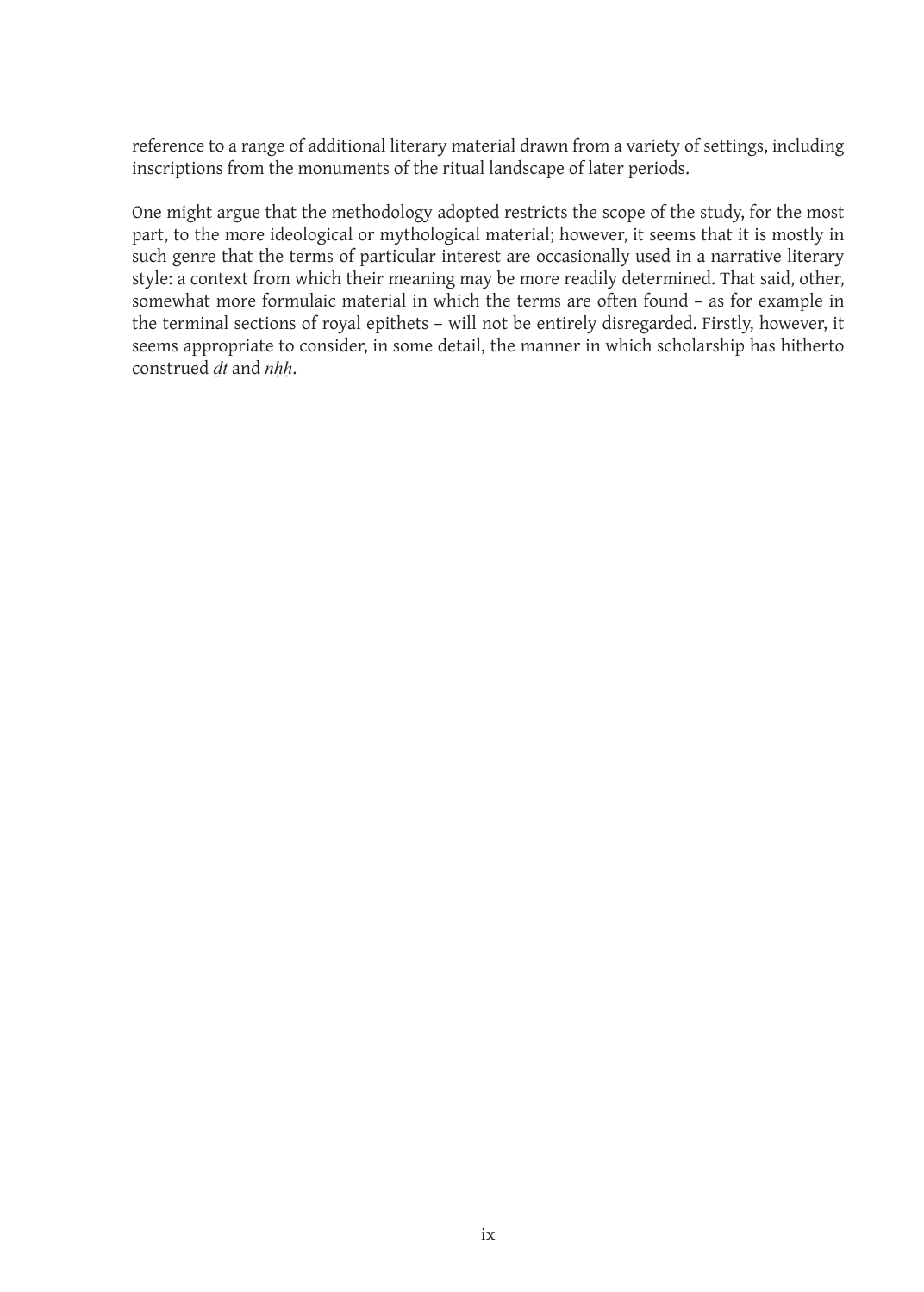reference to a range of additional literary material drawn from a variety of settings, including inscriptions from the monuments of the ritual landscape of later periods.

One might argue that the methodology adopted restricts the scope of the study, for the most part, to the more ideological or mythological material; however, it seems that it is mostly in such genre that the terms of particular interest are occasionally used in a narrative literary style: a context from which their meaning may be more readily determined. That said, other, somewhat more formulaic material in which the terms are often found – as for example in the terminal sections of royal epithets – will not be entirely disregarded. Firstly, however, it seems appropriate to consider, in some detail, the manner in which scholarship has hitherto construed *ḏt* and *nḥḥ*.